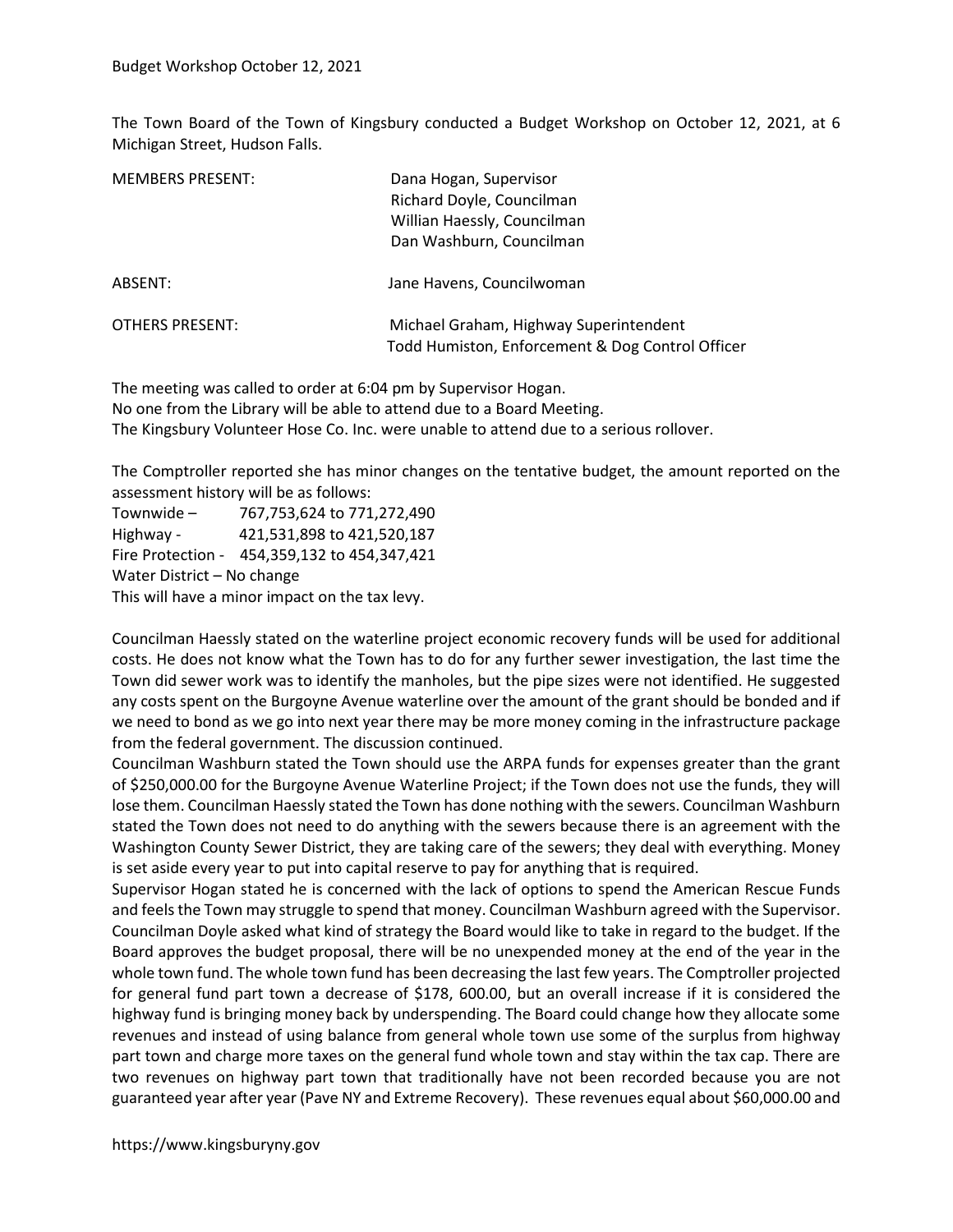Budget Workshop October 12, 2021

The Town Board of the Town of Kingsbury conducted a Budget Workshop on October 12, 2021, at 6 Michigan Street, Hudson Falls.

| | |
|---|---|
| MEMBERS PRESENT: | Dana Hogan, Supervisor<br>Richard Doyle, Councilman<br>Willian Haessly, Councilman<br>Dan Washburn, Councilman |
| ABSENT: | Jane Havens, Councilwoman |
| OTHERS PRESENT: | Michael Graham, Highway Superintendent<br>Todd Humiston, Enforcement & Dog Control Officer |

The meeting was called to order at 6:04 pm by Supervisor Hogan.
No one from the Library will be able to attend due to a Board Meeting.
The Kingsbury Volunteer Hose Co. Inc. were unable to attend due to a serious rollover.

The Comptroller reported she has minor changes on the tentative budget, the amount reported on the assessment history will be as follows:
Townwide – 767,753,624 to 771,272,490
Highway - 421,531,898 to 421,520,187
Fire Protection - 454,359,132 to 454,347,421
Water District – No change
This will have a minor impact on the tax levy.

Councilman Haessly stated on the waterline project economic recovery funds will be used for additional costs. He does not know what the Town has to do for any further sewer investigation, the last time the Town did sewer work was to identify the manholes, but the pipe sizes were not identified. He suggested any costs spent on the Burgoyne Avenue waterline over the amount of the grant should be bonded and if we need to bond as we go into next year there may be more money coming in the infrastructure package from the federal government. The discussion continued.
Councilman Washburn stated the Town should use the ARPA funds for expenses greater than the grant of $250,000.00 for the Burgoyne Avenue Waterline Project; if the Town does not use the funds, they will lose them. Councilman Haessly stated the Town has done nothing with the sewers. Councilman Washburn stated the Town does not need to do anything with the sewers because there is an agreement with the Washington County Sewer District, they are taking care of the sewers; they deal with everything. Money is set aside every year to put into capital reserve to pay for anything that is required.
Supervisor Hogan stated he is concerned with the lack of options to spend the American Rescue Funds and feels the Town may struggle to spend that money. Councilman Washburn agreed with the Supervisor. Councilman Doyle asked what kind of strategy the Board would like to take in regard to the budget. If the Board approves the budget proposal, there will be no unexpended money at the end of the year in the whole town fund. The whole town fund has been decreasing the last few years. The Comptroller projected for general fund part town a decrease of $178, 600.00, but an overall increase if it is considered the highway fund is bringing money back by underspending. The Board could change how they allocate some revenues and instead of using balance from general whole town use some of the surplus from highway part town and charge more taxes on the general fund whole town and stay within the tax cap. There are two revenues on highway part town that traditionally have not been recorded because you are not guaranteed year after year (Pave NY and Extreme Recovery). These revenues equal about $60,000.00 and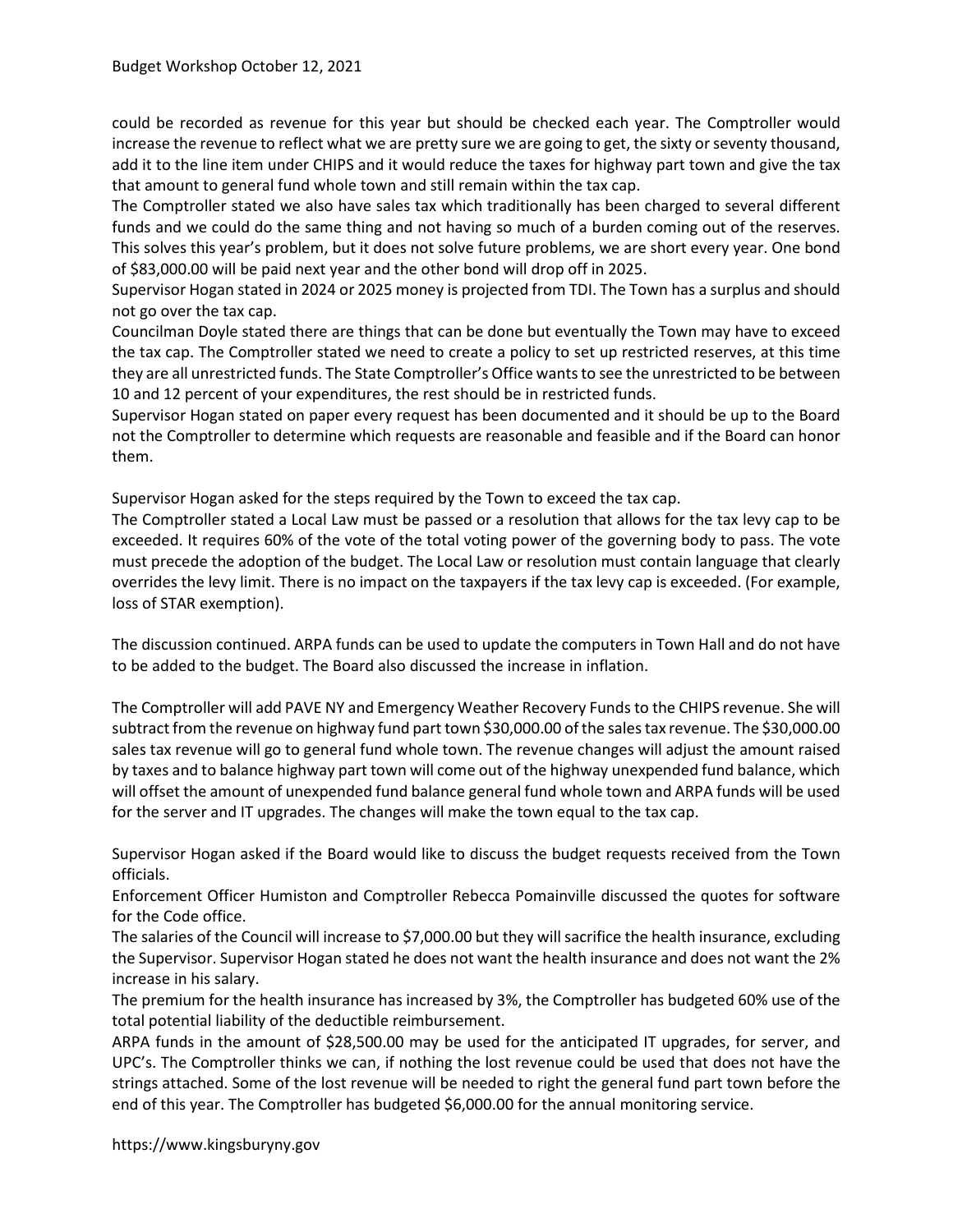could be recorded as revenue for this year but should be checked each year. The Comptroller would increase the revenue to reflect what we are pretty sure we are going to get, the sixty or seventy thousand, add it to the line item under CHIPS and it would reduce the taxes for highway part town and give the tax that amount to general fund whole town and still remain within the tax cap.

The Comptroller stated we also have sales tax which traditionally has been charged to several different funds and we could do the same thing and not having so much of a burden coming out of the reserves. This solves this year's problem, but it does not solve future problems, we are short every year. One bond of $83,000.00 will be paid next year and the other bond will drop off in 2025.

Supervisor Hogan stated in 2024 or 2025 money is projected from TDI. The Town has a surplus and should not go over the tax cap.

Councilman Doyle stated there are things that can be done but eventually the Town may have to exceed the tax cap. The Comptroller stated we need to create a policy to set up restricted reserves, at this time they are all unrestricted funds. The State Comptroller's Office wants to see the unrestricted to be between 10 and 12 percent of your expenditures, the rest should be in restricted funds.

Supervisor Hogan stated on paper every request has been documented and it should be up to the Board not the Comptroller to determine which requests are reasonable and feasible and if the Board can honor them.

Supervisor Hogan asked for the steps required by the Town to exceed the tax cap.

The Comptroller stated a Local Law must be passed or a resolution that allows for the tax levy cap to be exceeded. It requires 60% of the vote of the total voting power of the governing body to pass. The vote must precede the adoption of the budget. The Local Law or resolution must contain language that clearly overrides the levy limit. There is no impact on the taxpayers if the tax levy cap is exceeded. (For example, loss of STAR exemption).

The discussion continued. ARPA funds can be used to update the computers in Town Hall and do not have to be added to the budget. The Board also discussed the increase in inflation.

The Comptroller will add PAVE NY and Emergency Weather Recovery Funds to the CHIPS revenue. She will subtract from the revenue on highway fund part town $30,000.00 of the sales tax revenue. The $30,000.00 sales tax revenue will go to general fund whole town. The revenue changes will adjust the amount raised by taxes and to balance highway part town will come out of the highway unexpended fund balance, which will offset the amount of unexpended fund balance general fund whole town and ARPA funds will be used for the server and IT upgrades. The changes will make the town equal to the tax cap.

Supervisor Hogan asked if the Board would like to discuss the budget requests received from the Town officials.

Enforcement Officer Humiston and Comptroller Rebecca Pomainville discussed the quotes for software for the Code office.

The salaries of the Council will increase to $7,000.00 but they will sacrifice the health insurance, excluding the Supervisor. Supervisor Hogan stated he does not want the health insurance and does not want the 2% increase in his salary.

The premium for the health insurance has increased by 3%, the Comptroller has budgeted 60% use of the total potential liability of the deductible reimbursement.

ARPA funds in the amount of $28,500.00 may be used for the anticipated IT upgrades, for server, and UPC's. The Comptroller thinks we can, if nothing the lost revenue could be used that does not have the strings attached. Some of the lost revenue will be needed to right the general fund part town before the end of this year. The Comptroller has budgeted $6,000.00 for the annual monitoring service.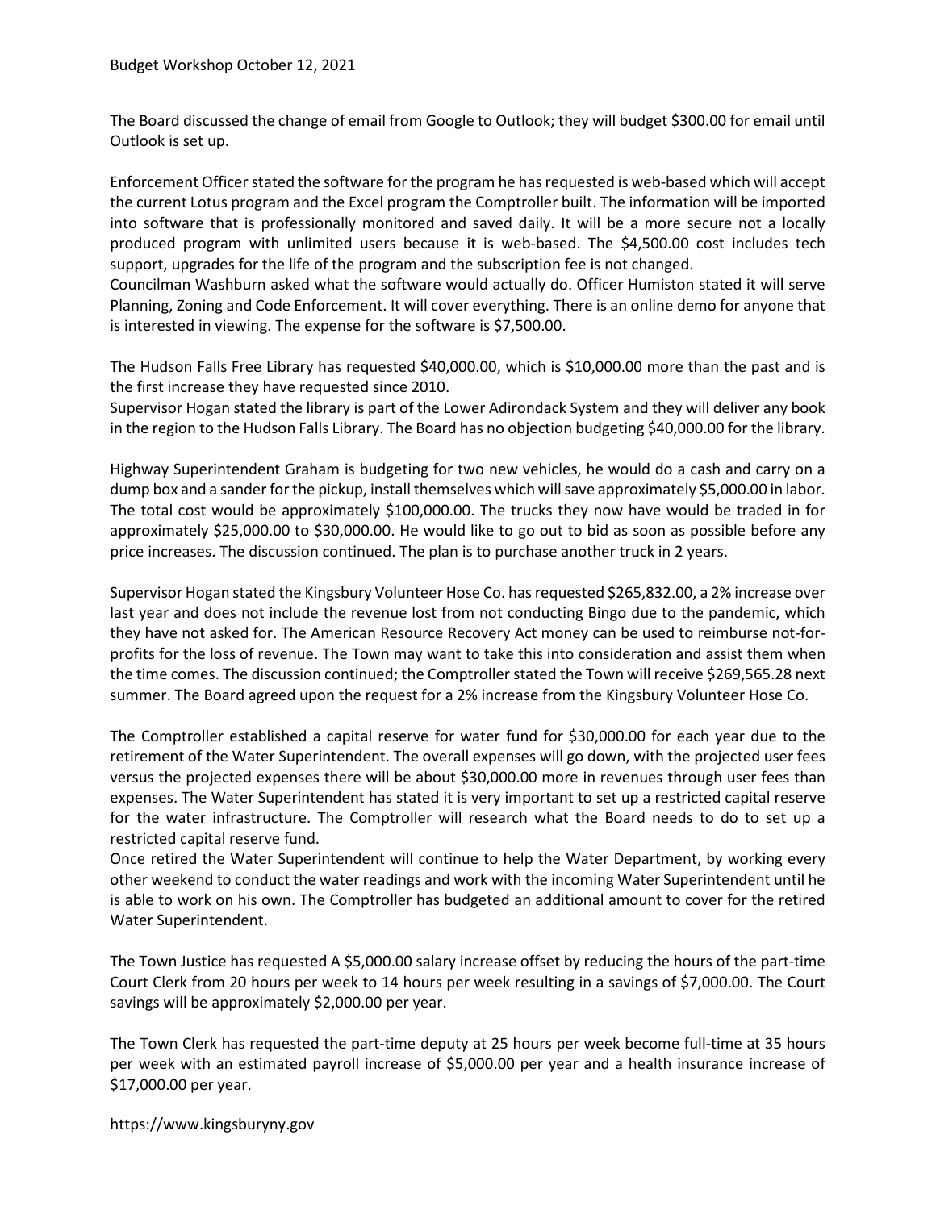Budget Workshop October 12, 2021

The Board discussed the change of email from Google to Outlook; they will budget $300.00 for email until Outlook is set up.

Enforcement Officer stated the software for the program he has requested is web-based which will accept the current Lotus program and the Excel program the Comptroller built. The information will be imported into software that is professionally monitored and saved daily. It will be a more secure not a locally produced program with unlimited users because it is web-based. The $4,500.00 cost includes tech support, upgrades for the life of the program and the subscription fee is not changed.
Councilman Washburn asked what the software would actually do. Officer Humiston stated it will serve Planning, Zoning and Code Enforcement. It will cover everything. There is an online demo for anyone that is interested in viewing. The expense for the software is $7,500.00.

The Hudson Falls Free Library has requested $40,000.00, which is $10,000.00 more than the past and is the first increase they have requested since 2010.
Supervisor Hogan stated the library is part of the Lower Adirondack System and they will deliver any book in the region to the Hudson Falls Library. The Board has no objection budgeting $40,000.00 for the library.

Highway Superintendent Graham is budgeting for two new vehicles, he would do a cash and carry on a dump box and a sander for the pickup, install themselves which will save approximately $5,000.00 in labor. The total cost would be approximately $100,000.00. The trucks they now have would be traded in for approximately $25,000.00 to $30,000.00. He would like to go out to bid as soon as possible before any price increases. The discussion continued. The plan is to purchase another truck in 2 years.

Supervisor Hogan stated the Kingsbury Volunteer Hose Co. has requested $265,832.00, a 2% increase over last year and does not include the revenue lost from not conducting Bingo due to the pandemic, which they have not asked for. The American Resource Recovery Act money can be used to reimburse not-for-profits for the loss of revenue. The Town may want to take this into consideration and assist them when the time comes. The discussion continued; the Comptroller stated the Town will receive $269,565.28 next summer. The Board agreed upon the request for a 2% increase from the Kingsbury Volunteer Hose Co.

The Comptroller established a capital reserve for water fund for $30,000.00 for each year due to the retirement of the Water Superintendent. The overall expenses will go down, with the projected user fees versus the projected expenses there will be about $30,000.00 more in revenues through user fees than expenses. The Water Superintendent has stated it is very important to set up a restricted capital reserve for the water infrastructure. The Comptroller will research what the Board needs to do to set up a restricted capital reserve fund.
Once retired the Water Superintendent will continue to help the Water Department, by working every other weekend to conduct the water readings and work with the incoming Water Superintendent until he is able to work on his own. The Comptroller has budgeted an additional amount to cover for the retired Water Superintendent.

The Town Justice has requested A $5,000.00 salary increase offset by reducing the hours of the part-time Court Clerk from 20 hours per week to 14 hours per week resulting in a savings of $7,000.00. The Court savings will be approximately $2,000.00 per year.

The Town Clerk has requested the part-time deputy at 25 hours per week become full-time at 35 hours per week with an estimated payroll increase of $5,000.00 per year and a health insurance increase of $17,000.00 per year.

https://www.kingsburyny.gov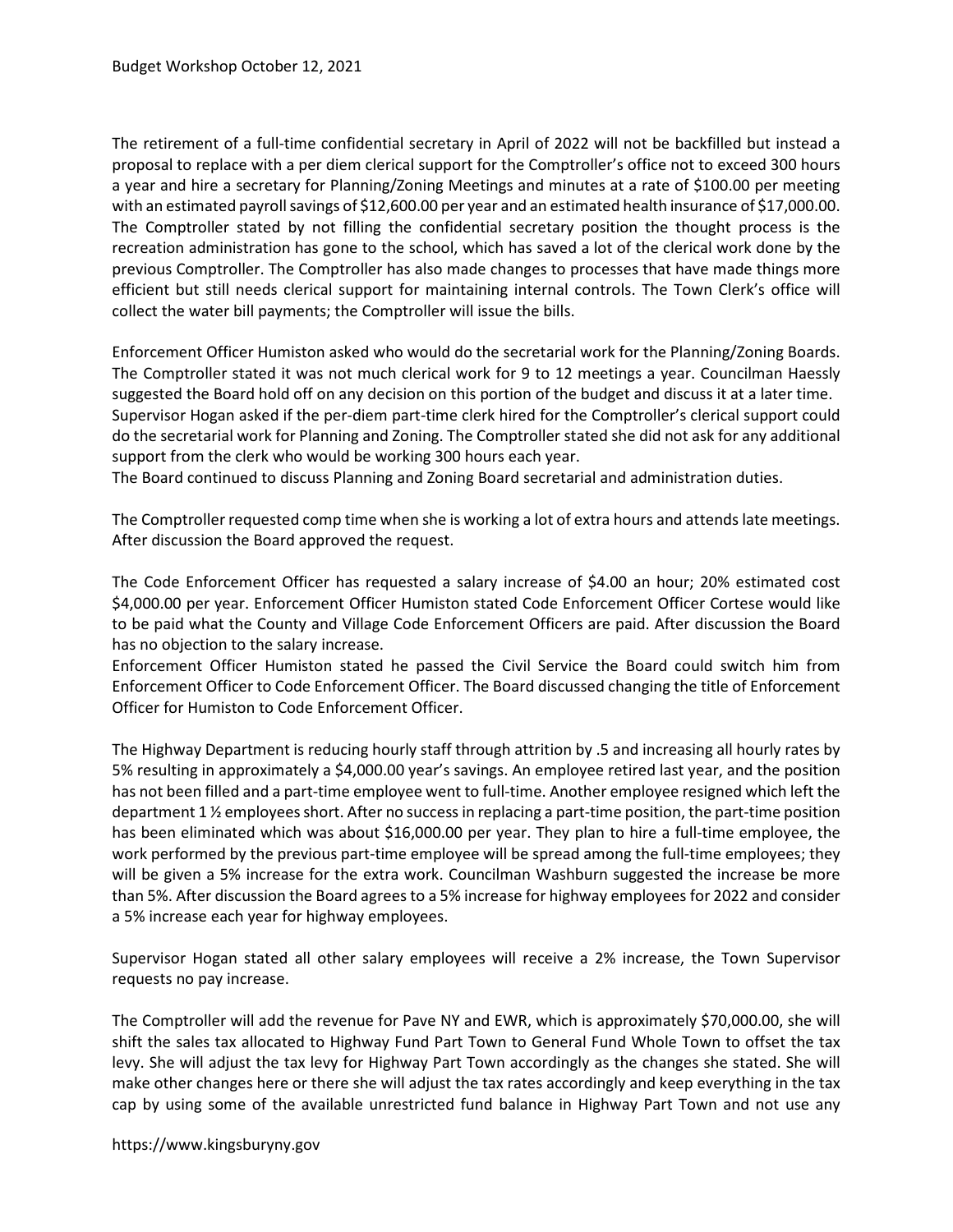The retirement of a full-time confidential secretary in April of 2022 will not be backfilled but instead a proposal to replace with a per diem clerical support for the Comptroller's office not to exceed 300 hours a year and hire a secretary for Planning/Zoning Meetings and minutes at a rate of $100.00 per meeting with an estimated payroll savings of $12,600.00 per year and an estimated health insurance of $17,000.00. The Comptroller stated by not filling the confidential secretary position the thought process is the recreation administration has gone to the school, which has saved a lot of the clerical work done by the previous Comptroller. The Comptroller has also made changes to processes that have made things more efficient but still needs clerical support for maintaining internal controls. The Town Clerk's office will collect the water bill payments; the Comptroller will issue the bills.

Enforcement Officer Humiston asked who would do the secretarial work for the Planning/Zoning Boards. The Comptroller stated it was not much clerical work for 9 to 12 meetings a year. Councilman Haessly suggested the Board hold off on any decision on this portion of the budget and discuss it at a later time. Supervisor Hogan asked if the per-diem part-time clerk hired for the Comptroller's clerical support could do the secretarial work for Planning and Zoning. The Comptroller stated she did not ask for any additional support from the clerk who would be working 300 hours each year.
The Board continued to discuss Planning and Zoning Board secretarial and administration duties.

The Comptroller requested comp time when she is working a lot of extra hours and attends late meetings. After discussion the Board approved the request.

The Code Enforcement Officer has requested a salary increase of $4.00 an hour; 20% estimated cost $4,000.00 per year. Enforcement Officer Humiston stated Code Enforcement Officer Cortese would like to be paid what the County and Village Code Enforcement Officers are paid. After discussion the Board has no objection to the salary increase.
Enforcement Officer Humiston stated he passed the Civil Service the Board could switch him from Enforcement Officer to Code Enforcement Officer. The Board discussed changing the title of Enforcement Officer for Humiston to Code Enforcement Officer.

The Highway Department is reducing hourly staff through attrition by .5 and increasing all hourly rates by 5% resulting in approximately a $4,000.00 year's savings. An employee retired last year, and the position has not been filled and a part-time employee went to full-time. Another employee resigned which left the department 1 ½ employees short. After no success in replacing a part-time position, the part-time position has been eliminated which was about $16,000.00 per year. They plan to hire a full-time employee, the work performed by the previous part-time employee will be spread among the full-time employees; they will be given a 5% increase for the extra work. Councilman Washburn suggested the increase be more than 5%. After discussion the Board agrees to a 5% increase for highway employees for 2022 and consider a 5% increase each year for highway employees.

Supervisor Hogan stated all other salary employees will receive a 2% increase, the Town Supervisor requests no pay increase.

The Comptroller will add the revenue for Pave NY and EWR, which is approximately $70,000.00, she will shift the sales tax allocated to Highway Fund Part Town to General Fund Whole Town to offset the tax levy. She will adjust the tax levy for Highway Part Town accordingly as the changes she stated. She will make other changes here or there she will adjust the tax rates accordingly and keep everything in the tax cap by using some of the available unrestricted fund balance in Highway Part Town and not use any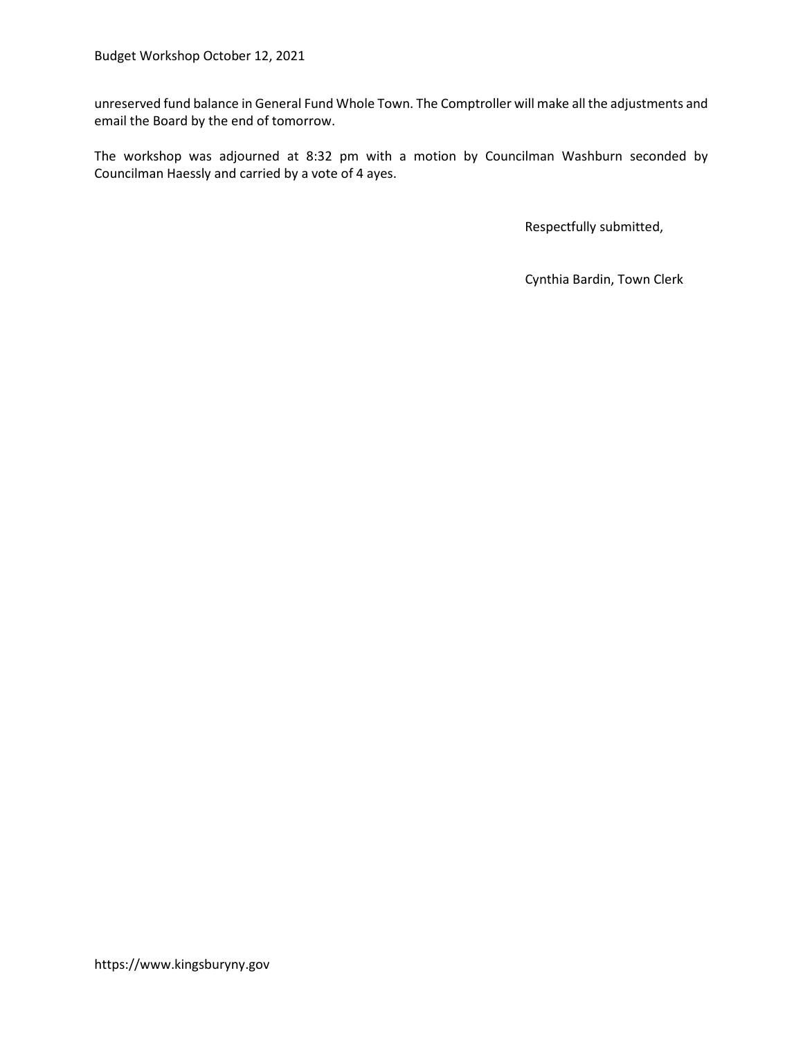unreserved fund balance in General Fund Whole Town. The Comptroller will make all the adjustments and email the Board by the end of tomorrow.

The workshop was adjourned at 8:32 pm with a motion by Councilman Washburn seconded by Councilman Haessly and carried by a vote of 4 ayes.

Respectfully submitted,

Cynthia Bardin, Town Clerk